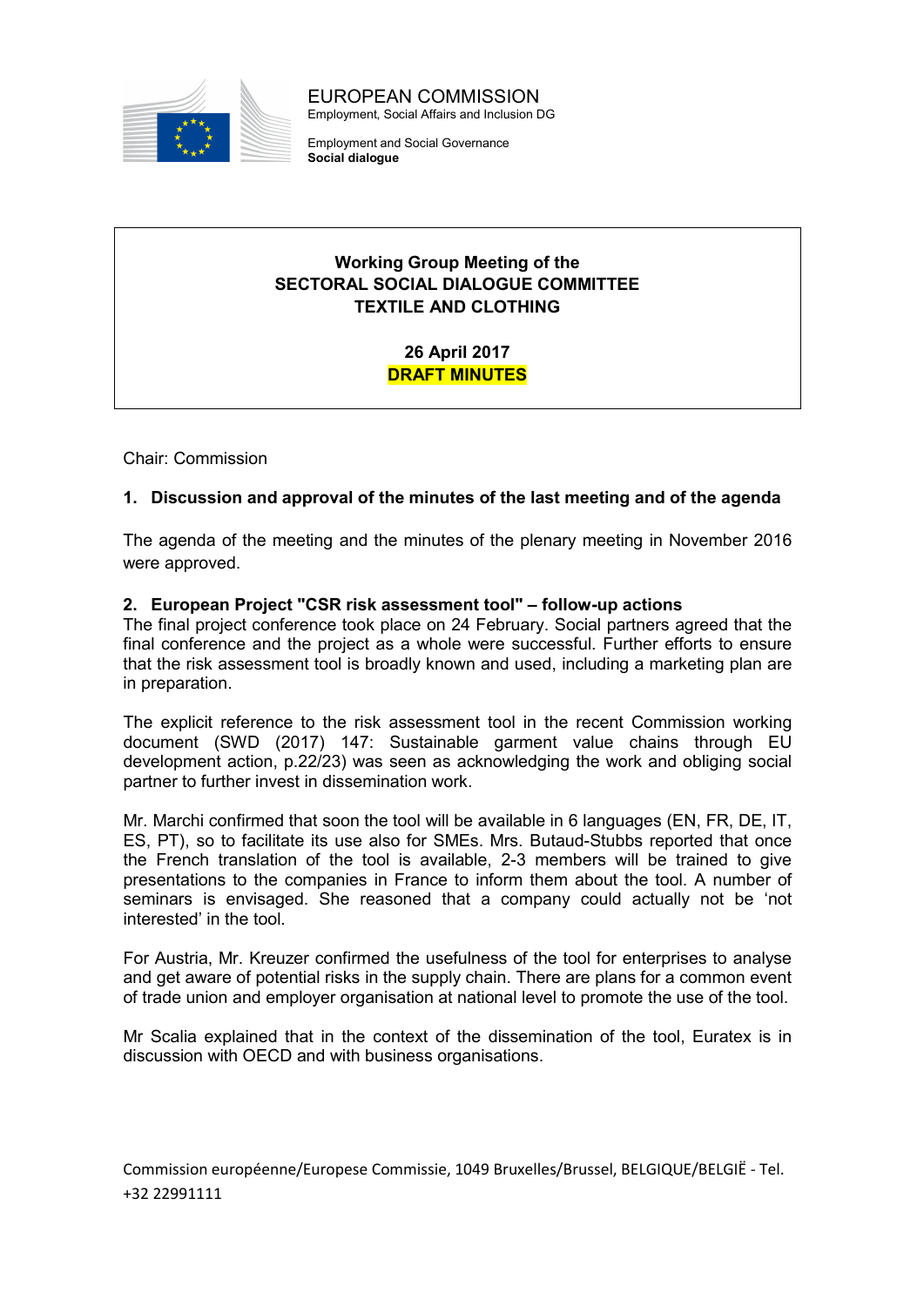EUROPEAN COMMISSION
Employment, Social Affairs and Inclusion DG

Employment and Social Governance
**Social dialogue**

# Working Group Meeting of the SECTORAL SOCIAL DIALOGUE COMMITTEE TEXTILE AND CLOTHING

**26 April 2017**
**DRAFT MINUTES**

Chair: Commission

## 1. Discussion and approval of the minutes of the last meeting and of the agenda

The agenda of the meeting and the minutes of the plenary meeting in November 2016 were approved.

## 2. European Project "CSR risk assessment tool" – follow-up actions

The final project conference took place on 24 February. Social partners agreed that the final conference and the project as a whole were successful. Further efforts to ensure that the risk assessment tool is broadly known and used, including a marketing plan are in preparation.

The explicit reference to the risk assessment tool in the recent Commission working document (SWD (2017) 147: Sustainable garment value chains through EU development action, p.22/23) was seen as acknowledging the work and obliging social partner to further invest in dissemination work.

Mr. Marchi confirmed that soon the tool will be available in 6 languages (EN, FR, DE, IT, ES, PT), so to facilitate its use also for SMEs. Mrs. Butaud-Stubbs reported that once the French translation of the tool is available, 2-3 members will be trained to give presentations to the companies in France to inform them about the tool. A number of seminars is envisaged. She reasoned that a company could actually not be 'not interested' in the tool.

For Austria, Mr. Kreuzer confirmed the usefulness of the tool for enterprises to analyse and get aware of potential risks in the supply chain. There are plans for a common event of trade union and employer organisation at national level to promote the use of the tool.

Mr Scalia explained that in the context of the dissemination of the tool, Euratex is in discussion with OECD and with business organisations.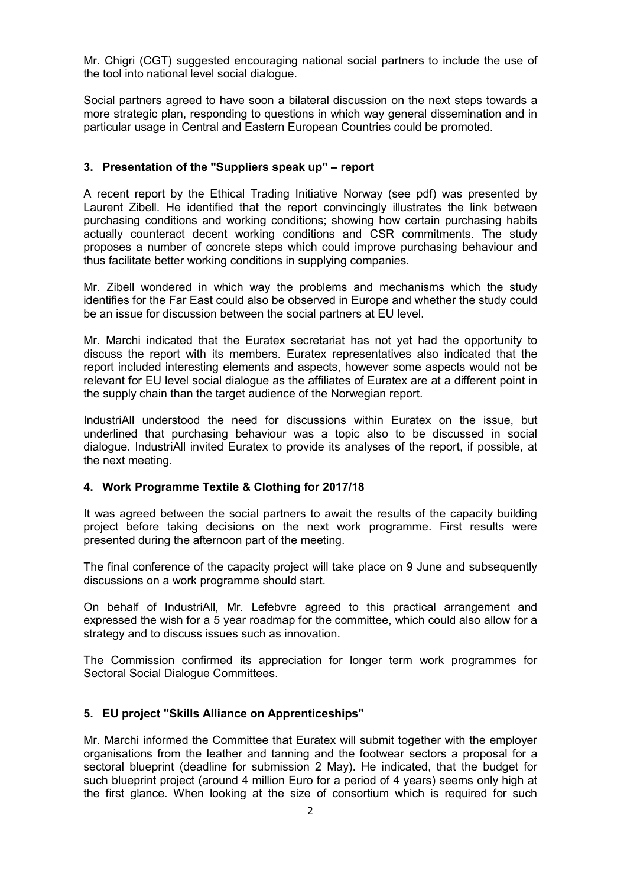Mr. Chigri (CGT) suggested encouraging national social partners to include the use of the tool into national level social dialogue.

Social partners agreed to have soon a bilateral discussion on the next steps towards a more strategic plan, responding to questions in which way general dissemination and in particular usage in Central and Eastern European Countries could be promoted.

## 3. Presentation of the "Suppliers speak up" – report

A recent report by the Ethical Trading Initiative Norway (see pdf) was presented by Laurent Zibell. He identified that the report convincingly illustrates the link between purchasing conditions and working conditions; showing how certain purchasing habits actually counteract decent working conditions and CSR commitments. The study proposes a number of concrete steps which could improve purchasing behaviour and thus facilitate better working conditions in supplying companies.

Mr. Zibell wondered in which way the problems and mechanisms which the study identifies for the Far East could also be observed in Europe and whether the study could be an issue for discussion between the social partners at EU level.

Mr. Marchi indicated that the Euratex secretariat has not yet had the opportunity to discuss the report with its members. Euratex representatives also indicated that the report included interesting elements and aspects, however some aspects would not be relevant for EU level social dialogue as the affiliates of Euratex are at a different point in the supply chain than the target audience of the Norwegian report.

IndustriAll understood the need for discussions within Euratex on the issue, but underlined that purchasing behaviour was a topic also to be discussed in social dialogue. IndustriAll invited Euratex to provide its analyses of the report, if possible, at the next meeting.

## 4. Work Programme Textile & Clothing for 2017/18

It was agreed between the social partners to await the results of the capacity building project before taking decisions on the next work programme. First results were presented during the afternoon part of the meeting.

The final conference of the capacity project will take place on 9 June and subsequently discussions on a work programme should start.

On behalf of IndustriAll, Mr. Lefebvre agreed to this practical arrangement and expressed the wish for a 5 year roadmap for the committee, which could also allow for a strategy and to discuss issues such as innovation.

The Commission confirmed its appreciation for longer term work programmes for Sectoral Social Dialogue Committees.

## 5. EU project "Skills Alliance on Apprenticeships"

Mr. Marchi informed the Committee that Euratex will submit together with the employer organisations from the leather and tanning and the footwear sectors a proposal for a sectoral blueprint (deadline for submission 2 May). He indicated, that the budget for such blueprint project (around 4 million Euro for a period of 4 years) seems only high at the first glance. When looking at the size of consortium which is required for such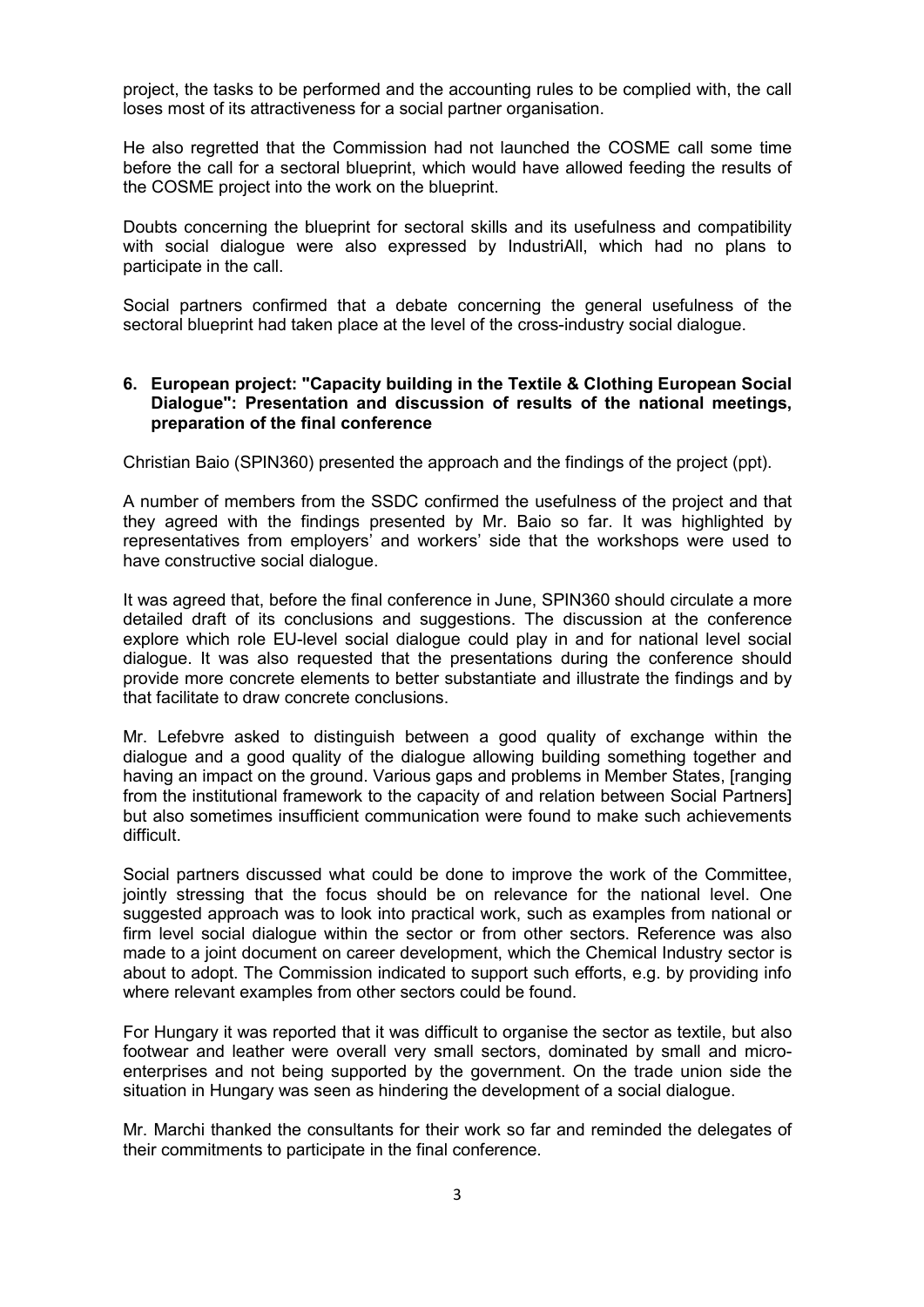project, the tasks to be performed and the accounting rules to be complied with, the call loses most of its attractiveness for a social partner organisation.

He also regretted that the Commission had not launched the COSME call some time before the call for a sectoral blueprint, which would have allowed feeding the results of the COSME project into the work on the blueprint.

Doubts concerning the blueprint for sectoral skills and its usefulness and compatibility with social dialogue were also expressed by IndustriAll, which had no plans to participate in the call.

Social partners confirmed that a debate concerning the general usefulness of the sectoral blueprint had taken place at the level of the cross-industry social dialogue.

## 6. European project: "Capacity building in the Textile & Clothing European Social Dialogue": Presentation and discussion of results of the national meetings, preparation of the final conference

Christian Baio (SPIN360) presented the approach and the findings of the project (ppt).

A number of members from the SSDC confirmed the usefulness of the project and that they agreed with the findings presented by Mr. Baio so far. It was highlighted by representatives from employers' and workers' side that the workshops were used to have constructive social dialogue.

It was agreed that, before the final conference in June, SPIN360 should circulate a more detailed draft of its conclusions and suggestions. The discussion at the conference explore which role EU-level social dialogue could play in and for national level social dialogue. It was also requested that the presentations during the conference should provide more concrete elements to better substantiate and illustrate the findings and by that facilitate to draw concrete conclusions.

Mr. Lefebvre asked to distinguish between a good quality of exchange within the dialogue and a good quality of the dialogue allowing building something together and having an impact on the ground. Various gaps and problems in Member States, [ranging from the institutional framework to the capacity of and relation between Social Partners] but also sometimes insufficient communication were found to make such achievements difficult.

Social partners discussed what could be done to improve the work of the Committee, jointly stressing that the focus should be on relevance for the national level. One suggested approach was to look into practical work, such as examples from national or firm level social dialogue within the sector or from other sectors. Reference was also made to a joint document on career development, which the Chemical Industry sector is about to adopt. The Commission indicated to support such efforts, e.g. by providing info where relevant examples from other sectors could be found.

For Hungary it was reported that it was difficult to organise the sector as textile, but also footwear and leather were overall very small sectors, dominated by small and micro-enterprises and not being supported by the government. On the trade union side the situation in Hungary was seen as hindering the development of a social dialogue.

Mr. Marchi thanked the consultants for their work so far and reminded the delegates of their commitments to participate in the final conference.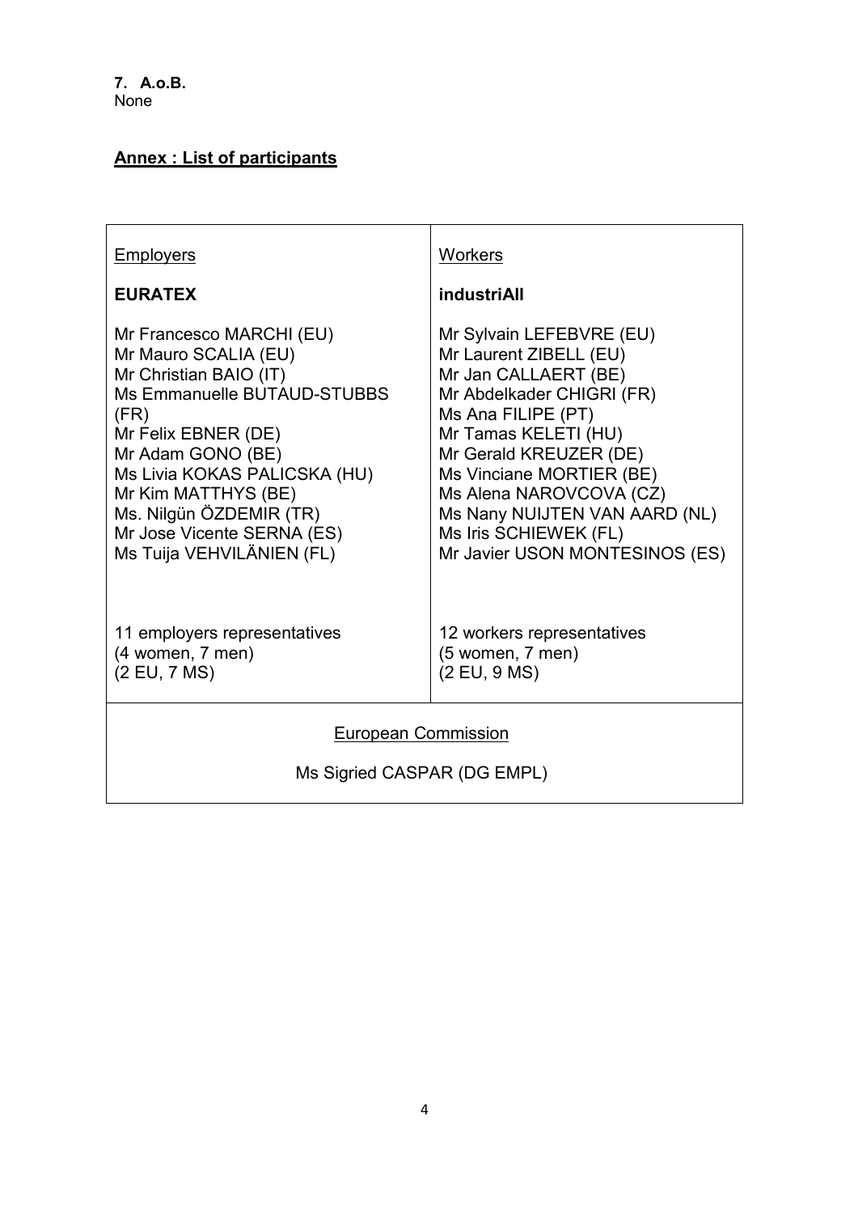**7. A.o.B.**
None

**Annex : List of participants**

| Employers | Workers |
|---|---|
| **EURATEX** | **industriAll** |
| Mr Francesco MARCHI (EU)<br>Mr Mauro SCALIA (EU)<br>Mr Christian BAIO (IT)<br>Ms Emmanuelle BUTAUD-STUBBS (FR)<br>Mr Felix EBNER (DE)<br>Mr Adam GONO (BE)<br>Ms Livia KOKAS PALICSKA (HU)<br>Mr Kim MATTHYS (BE)<br>Ms. Nilgün ÖZDEMIR (TR)<br>Mr Jose Vicente SERNA (ES)<br>Ms Tuija VEHVILÄNIEN (FL) | Mr Sylvain LEFEBVRE (EU)<br>Mr Laurent ZIBELL (EU)<br>Mr Jan CALLAERT (BE)<br>Mr Abdelkader CHIGRI (FR)<br>Ms Ana FILIPE (PT)<br>Mr Tamas KELETI (HU)<br>Mr Gerald KREUZER (DE)<br>Ms Vinciane MORTIER (BE)<br>Ms Alena NAROVCOVA (CZ)<br>Ms Nany NUIJTEN VAN AARD (NL)<br>Ms Iris SCHIEWEK (FL)<br>Mr Javier USON MONTESINOS (ES) |
| 11 employers representatives<br>(4 women, 7 men)<br>(2 EU, 7 MS) | 12 workers representatives<br>(5 women, 7 men)<br>(2 EU, 9 MS) |
| European Commission | |
| Ms Sigried CASPAR (DG EMPL) | |